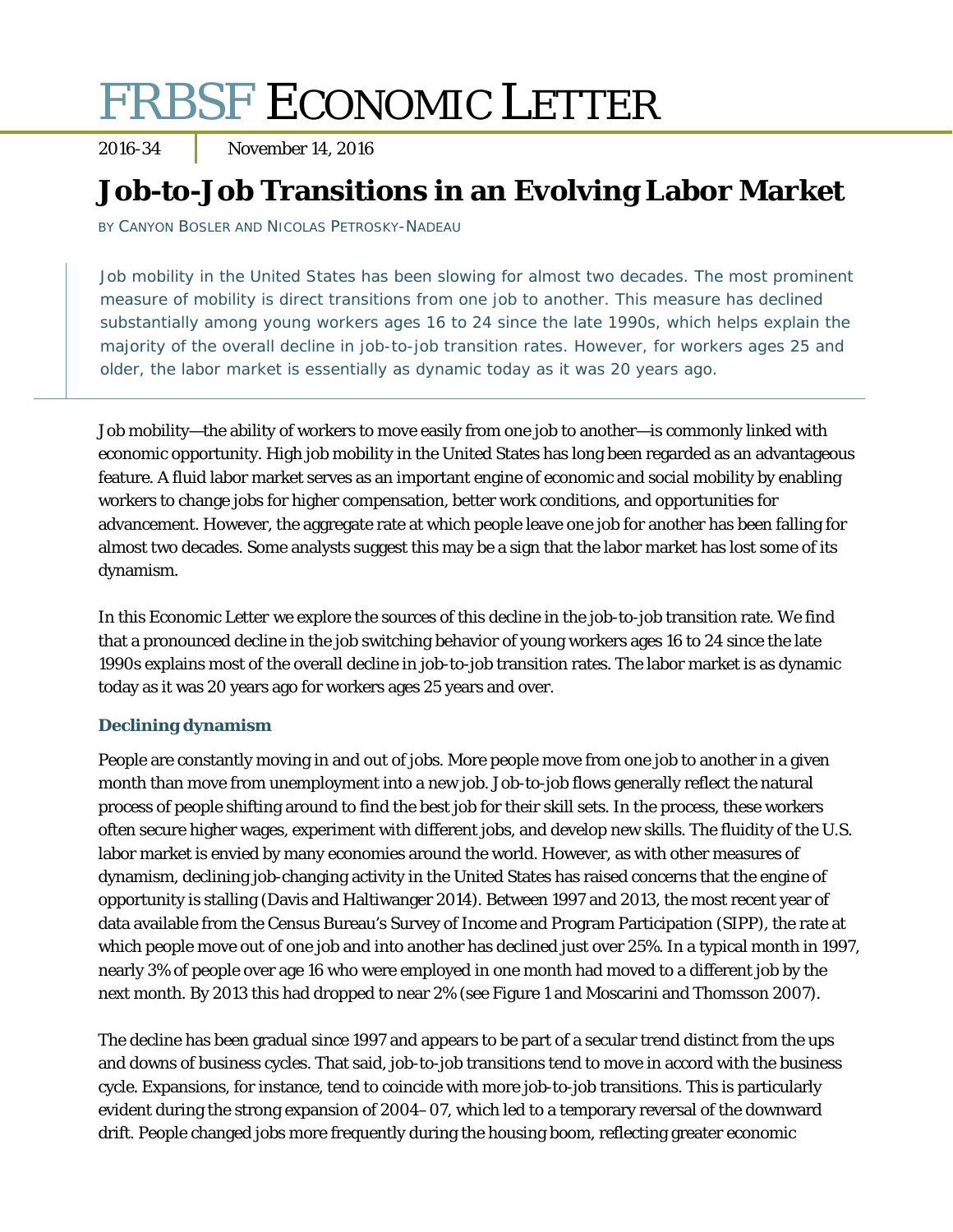# FRBSF ECONOMIC LETTER

2016-34 | November 14, 2016

## Job-to-Job Transitions in an Evolving Labor Market

BY CANYON BOSLER AND NICOLAS PETROSKY-NADEAU

> Job mobility in the United States has been slowing for almost two decades. The most prominent measure of mobility is direct transitions from one job to another. This measure has declined substantially among young workers ages 16 to 24 since the late 1990s, which helps explain the majority of the overall decline in job-to-job transition rates. However, for workers ages 25 and older, the labor market is essentially as dynamic today as it was 20 years ago.

Job mobility—the ability of workers to move easily from one job to another—is commonly linked with economic opportunity. High job mobility in the United States has long been regarded as an advantageous feature. A fluid labor market serves as an important engine of economic and social mobility by enabling workers to change jobs for higher compensation, better work conditions, and opportunities for advancement. However, the aggregate rate at which people leave one job for another has been falling for almost two decades. Some analysts suggest this may be a sign that the labor market has lost some of its dynamism.

In this Economic Letter we explore the sources of this decline in the job-to-job transition rate. We find that a pronounced decline in the job switching behavior of young workers ages 16 to 24 since the late 1990s explains most of the overall decline in job-to-job transition rates. The labor market is as dynamic today as it was 20 years ago for workers ages 25 years and over.

### Declining dynamism

People are constantly moving in and out of jobs. More people move from one job to another in a given month than move from unemployment into a new job. Job-to-job flows generally reflect the natural process of people shifting around to find the best job for their skill sets. In the process, these workers often secure higher wages, experiment with different jobs, and develop new skills. The fluidity of the U.S. labor market is envied by many economies around the world. However, as with other measures of dynamism, declining job-changing activity in the United States has raised concerns that the engine of opportunity is stalling (Davis and Haltiwanger 2014). Between 1997 and 2013, the most recent year of data available from the Census Bureau's Survey of Income and Program Participation (SIPP), the rate at which people move out of one job and into another has declined just over 25%. In a typical month in 1997, nearly 3% of people over age 16 who were employed in one month had moved to a different job by the next month. By 2013 this had dropped to near 2% (see Figure 1 and Moscarini and Thomsson 2007).

The decline has been gradual since 1997 and appears to be part of a secular trend distinct from the ups and downs of business cycles. That said, job-to-job transitions tend to move in accord with the business cycle. Expansions, for instance, tend to coincide with more job-to-job transitions. This is particularly evident during the strong expansion of 2004–07, which led to a temporary reversal of the downward drift. People changed jobs more frequently during the housing boom, reflecting greater economic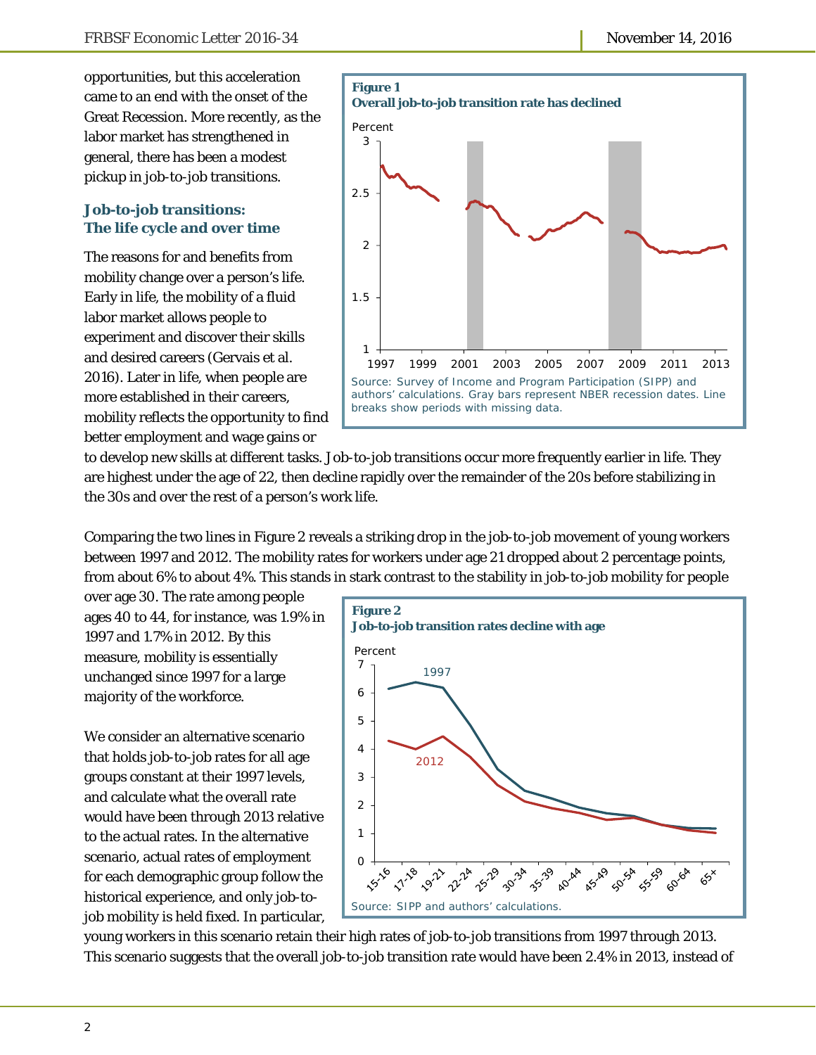opportunities, but this acceleration came to an end with the onset of the Great Recession. More recently, as the labor market has strengthened in general, there has been a modest pickup in job-to-job transitions.

**Figure 1**
**Overall job-to-job transition rate has declined**

Source: Survey of Income and Program Participation (SIPP) and authors' calculations. Gray bars represent NBER recession dates. Line breaks show periods with missing data.

## Job-to-job transitions: The life cycle and over time

The reasons for and benefits from mobility change over a person's life. Early in life, the mobility of a fluid labor market allows people to experiment and discover their skills and desired careers (Gervais et al. 2016). Later in life, when people are more established in their careers, mobility reflects the opportunity to find better employment and wage gains or to develop new skills at different tasks. Job-to-job transitions occur more frequently earlier in life. They are highest under the age of 22, then decline rapidly over the remainder of the 20s before stabilizing in the 30s and over the rest of a person's work life.

Comparing the two lines in Figure 2 reveals a striking drop in the job-to-job movement of young workers between 1997 and 2012. The mobility rates for workers under age 21 dropped about 2 percentage points, from about 6% to about 4%. This stands in stark contrast to the stability in job-to-job mobility for people over age 30. The rate among people ages 40 to 44, for instance, was 1.9% in 1997 and 1.7% in 2012. By this measure, mobility is essentially unchanged since 1997 for a large majority of the workforce.

**Figure 2**
**Job-to-job transition rates decline with age**

Source: SIPP and authors' calculations.

We consider an alternative scenario that holds job-to-job rates for all age groups constant at their 1997 levels, and calculate what the overall rate would have been through 2013 relative to the actual rates. In the alternative scenario, actual rates of employment for each demographic group follow the historical experience, and only job-to-job mobility is held fixed. In particular, young workers in this scenario retain their high rates of job-to-job transitions from 1997 through 2013. This scenario suggests that the overall job-to-job transition rate would have been 2.4% in 2013, instead of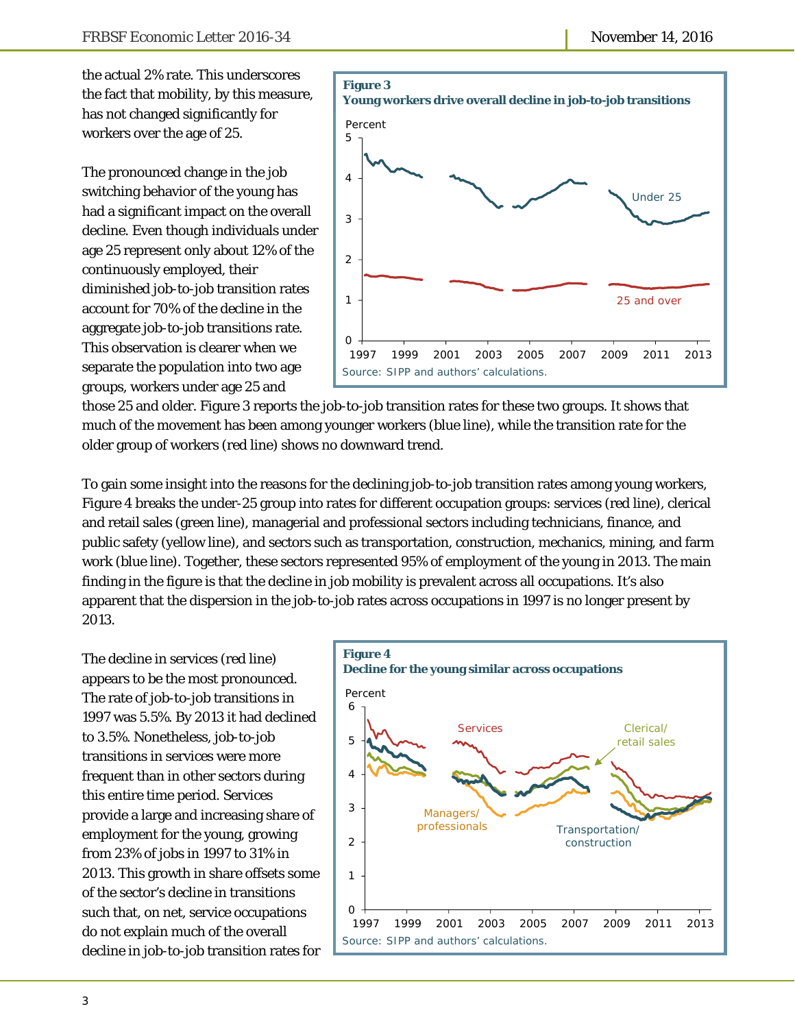the actual 2% rate. This underscores the fact that mobility, by this measure, has not changed significantly for workers over the age of 25.

The pronounced change in the job switching behavior of the young has had a significant impact on the overall decline. Even though individuals under age 25 represent only about 12% of the continuously employed, their diminished job-to-job transition rates account for 70% of the decline in the aggregate job-to-job transitions rate. This observation is clearer when we separate the population into two age groups, workers under age 25 and those 25 and older. Figure 3 reports the job-to-job transition rates for these two groups. It shows that much of the movement has been among younger workers (blue line), while the transition rate for the older group of workers (red line) shows no downward trend.

**Figure 3**
**Young workers drive overall decline in job-to-job transitions**

Source: SIPP and authors' calculations.

To gain some insight into the reasons for the declining job-to-job transition rates among young workers, Figure 4 breaks the under-25 group into rates for different occupation groups: services (red line), clerical and retail sales (green line), managerial and professional sectors including technicians, finance, and public safety (yellow line), and sectors such as transportation, construction, mechanics, mining, and farm work (blue line). Together, these sectors represented 95% of employment of the young in 2013. The main finding in the figure is that the decline in job mobility is prevalent across all occupations. It's also apparent that the dispersion in the job-to-job rates across occupations in 1997 is no longer present by 2013.

The decline in services (red line) appears to be the most pronounced. The rate of job-to-job transitions in 1997 was 5.5%. By 2013 it had declined to 3.5%. Nonetheless, job-to-job transitions in services were more frequent than in other sectors during this entire time period. Services provide a large and increasing share of employment for the young, growing from 23% of jobs in 1997 to 31% in 2013. This growth in share offsets some of the sector's decline in transitions such that, on net, service occupations do not explain much of the overall decline in job-to-job transition rates for

**Figure 4**
**Decline for the young similar across occupations**

Source: SIPP and authors' calculations.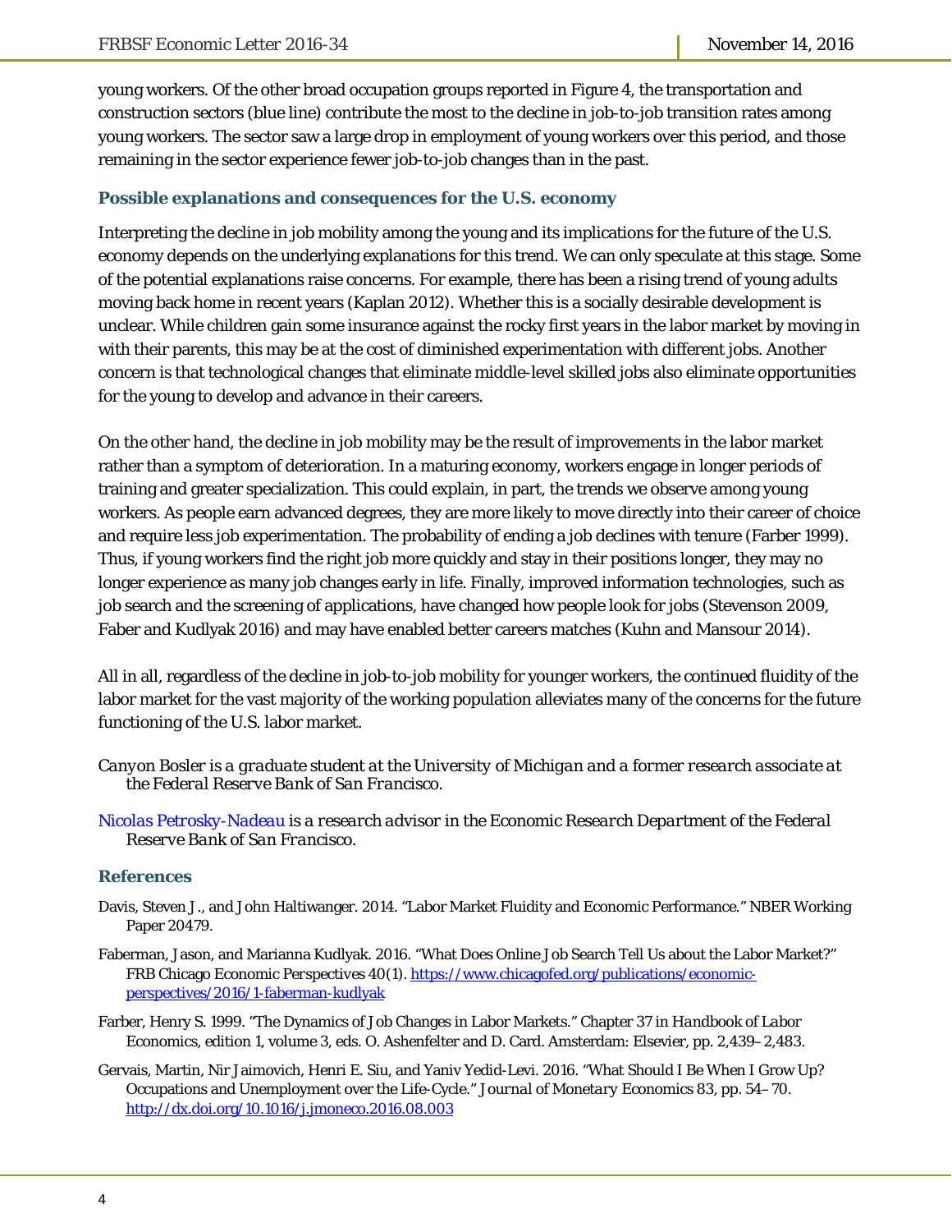young workers. Of the other broad occupation groups reported in Figure 4, the transportation and construction sectors (blue line) contribute the most to the decline in job-to-job transition rates among young workers. The sector saw a large drop in employment of young workers over this period, and those remaining in the sector experience fewer job-to-job changes than in the past.

## Possible explanations and consequences for the U.S. economy

Interpreting the decline in job mobility among the young and its implications for the future of the U.S. economy depends on the underlying explanations for this trend. We can only speculate at this stage. Some of the potential explanations raise concerns. For example, there has been a rising trend of young adults moving back home in recent years (Kaplan 2012). Whether this is a socially desirable development is unclear. While children gain some insurance against the rocky first years in the labor market by moving in with their parents, this may be at the cost of diminished experimentation with different jobs. Another concern is that technological changes that eliminate middle-level skilled jobs also eliminate opportunities for the young to develop and advance in their careers.

On the other hand, the decline in job mobility may be the result of improvements in the labor market rather than a symptom of deterioration. In a maturing economy, workers engage in longer periods of training and greater specialization. This could explain, in part, the trends we observe among young workers. As people earn advanced degrees, they are more likely to move directly into their career of choice and require less job experimentation. The probability of ending a job declines with tenure (Farber 1999). Thus, if young workers find the right job more quickly and stay in their positions longer, they may no longer experience as many job changes early in life. Finally, improved information technologies, such as job search and the screening of applications, have changed how people look for jobs (Stevenson 2009, Faber and Kudlyak 2016) and may have enabled better careers matches (Kuhn and Mansour 2014).

All in all, regardless of the decline in job-to-job mobility for younger workers, the continued fluidity of the labor market for the vast majority of the working population alleviates many of the concerns for the future functioning of the U.S. labor market.

*Canyon Bosler is a graduate student at the University of Michigan and a former research associate at the Federal Reserve Bank of San Francisco.*

*Nicolas Petrosky-Nadeau is a research advisor in the Economic Research Department of the Federal Reserve Bank of San Francisco.*

## References

Davis, Steven J., and John Haltiwanger. 2014. "Labor Market Fluidity and Economic Performance." NBER Working Paper 20479.

Faberman, Jason, and Marianna Kudlyak. 2016. "What Does Online Job Search Tell Us about the Labor Market?" FRB Chicago *Economic Perspectives* 40(1). https://www.chicagofed.org/publications/economic-perspectives/2016/1-faberman-kudlyak

Farber, Henry S. 1999. "The Dynamics of Job Changes in Labor Markets." Chapter 37 in *Handbook of Labor Economics*, edition 1, volume 3, eds. O. Ashenfelter and D. Card. Amsterdam: Elsevier, pp. 2,439–2,483.

Gervais, Martin, Nir Jaimovich, Henri E. Siu, and Yaniv Yedid-Levi. 2016. "What Should I Be When I Grow Up? Occupations and Unemployment over the Life-Cycle." *Journal of Monetary Economics* 83, pp. 54–70. http://dx.doi.org/10.1016/j.jmoneco.2016.08.003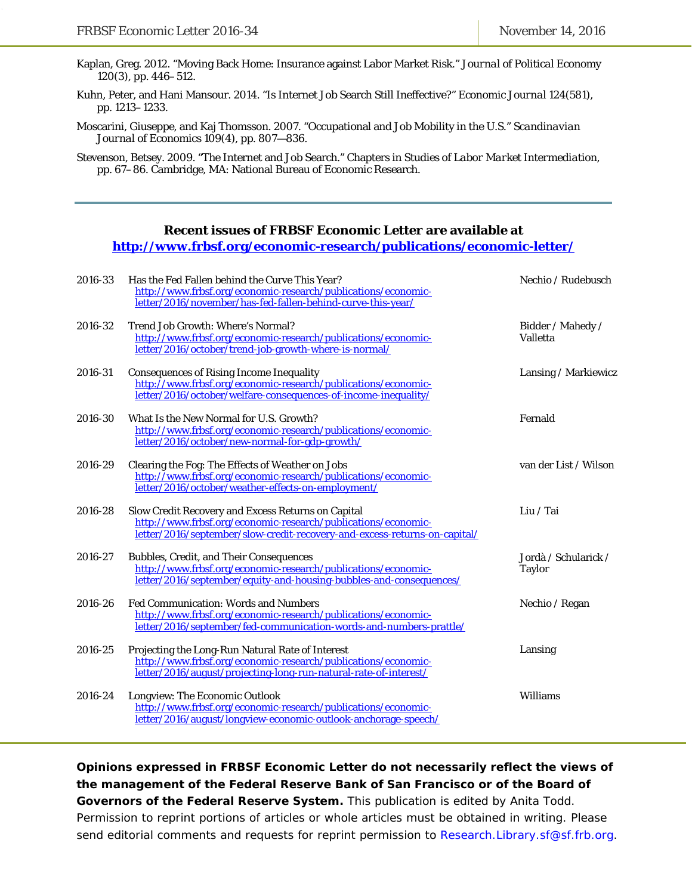Kaplan, Greg. 2012. "Moving Back Home: Insurance against Labor Market Risk." *Journal of Political Economy* 120(3), pp. 446–512.

Kuhn, Peter, and Hani Mansour. 2014. "Is Internet Job Search Still Ineffective?" *Economic Journal* 124(581), pp. 1213–1233.

Moscarini, Giuseppe, and Kaj Thomsson. 2007. "Occupational and Job Mobility in the U.S." *Scandinavian Journal of Economics* 109(4), pp. 807—836.

Stevenson, Betsey. 2009. "The Internet and Job Search." Chapters in *Studies of Labor Market Intermediation*, pp. 67–86. Cambridge, MA: National Bureau of Economic Research.

---

**Recent issues of FRBSF Economic Letter are available at**
**http://www.frbsf.org/economic-research/publications/economic-letter/**

| | | |
|---|---|---|
| 2016-33 | Has the Fed Fallen behind the Curve This Year? http://www.frbsf.org/economic-research/publications/economic-letter/2016/november/has-fed-fallen-behind-curve-this-year/ | Nechio / Rudebusch |
| 2016-32 | Trend Job Growth: Where's Normal? http://www.frbsf.org/economic-research/publications/economic-letter/2016/october/trend-job-growth-where-is-normal/ | Bidder / Mahedy / Valletta |
| 2016-31 | Consequences of Rising Income Inequality http://www.frbsf.org/economic-research/publications/economic-letter/2016/october/welfare-consequences-of-income-inequality/ | Lansing / Markiewicz |
| 2016-30 | What Is the New Normal for U.S. Growth? http://www.frbsf.org/economic-research/publications/economic-letter/2016/october/new-normal-for-gdp-growth/ | Fernald |
| 2016-29 | Clearing the Fog: The Effects of Weather on Jobs http://www.frbsf.org/economic-research/publications/economic-letter/2016/october/weather-effects-on-employment/ | van der List / Wilson |
| 2016-28 | Slow Credit Recovery and Excess Returns on Capital http://www.frbsf.org/economic-research/publications/economic-letter/2016/september/slow-credit-recovery-and-excess-returns-on-capital/ | Liu / Tai |
| 2016-27 | Bubbles, Credit, and Their Consequences http://www.frbsf.org/economic-research/publications/economic-letter/2016/september/equity-and-housing-bubbles-and-consequences/ | Jordà / Schularick / Taylor |
| 2016-26 | Fed Communication: Words and Numbers http://www.frbsf.org/economic-research/publications/economic-letter/2016/september/fed-communication-words-and-numbers-prattle/ | Nechio / Regan |
| 2016-25 | Projecting the Long-Run Natural Rate of Interest http://www.frbsf.org/economic-research/publications/economic-letter/2016/august/projecting-long-run-natural-rate-of-interest/ | Lansing |
| 2016-24 | Longview: The Economic Outlook http://www.frbsf.org/economic-research/publications/economic-letter/2016/august/longview-economic-outlook-anchorage-speech/ | Williams |

---

**Opinions expressed in FRBSF Economic Letter do not necessarily reflect the views of the management of the Federal Reserve Bank of San Francisco or of the Board of Governors of the Federal Reserve System.** This publication is edited by Anita Todd. Permission to reprint portions of articles or whole articles must be obtained in writing. Please send editorial comments and requests for reprint permission to Research.Library.sf@sf.frb.org.